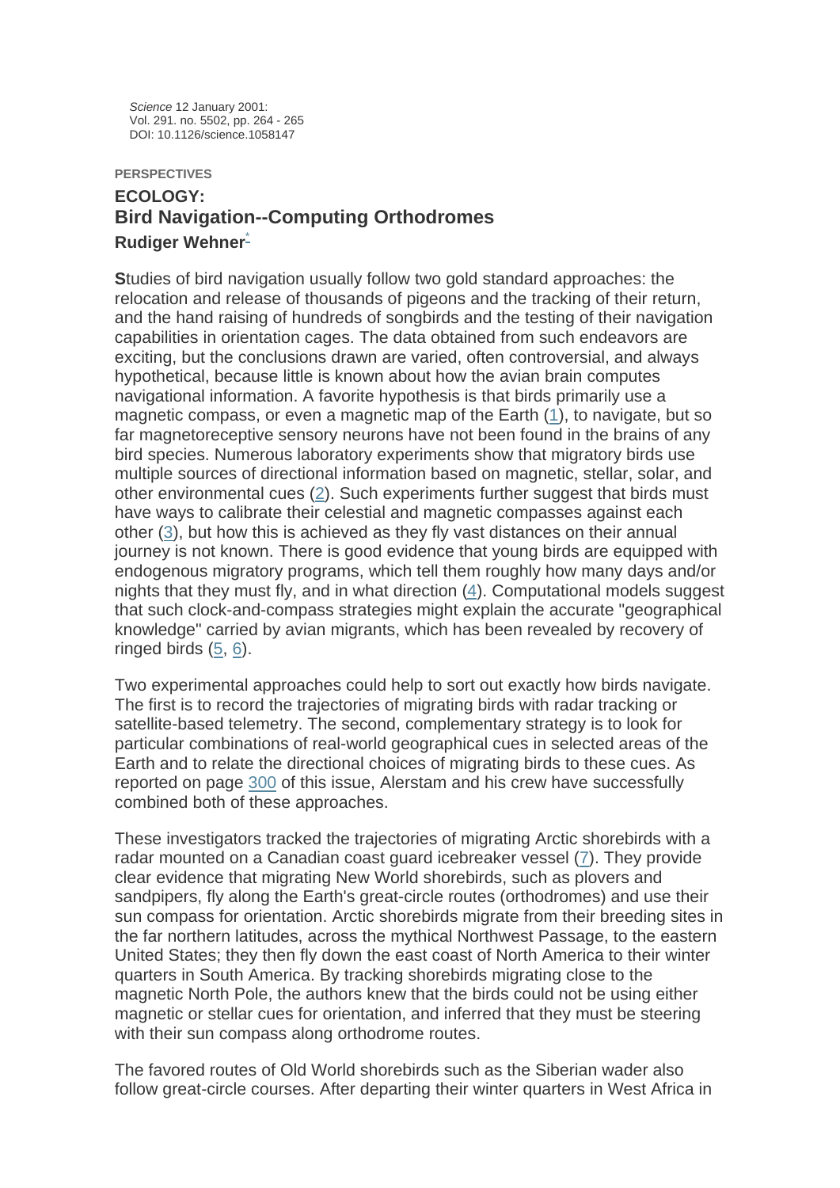*Science* 12 January 2001:
Vol. 291. no. 5502, pp. 264 - 265
DOI: 10.1126/science.1058147

PERSPECTIVES

## ECOLOGY:
## Bird Navigation--Computing Orthodromes

**Rudiger Wehner**[*]

**S**tudies of bird navigation usually follow two gold standard approaches: the relocation and release of thousands of pigeons and the tracking of their return, and the hand raising of hundreds of songbirds and the testing of their navigation capabilities in orientation cages. The data obtained from such endeavors are exciting, but the conclusions drawn are varied, often controversial, and always hypothetical, because little is known about how the avian brain computes navigational information. A favorite hypothesis is that birds primarily use a magnetic compass, or even a magnetic map of the Earth (1), to navigate, but so far magnetoreceptive sensory neurons have not been found in the brains of any bird species. Numerous laboratory experiments show that migratory birds use multiple sources of directional information based on magnetic, stellar, solar, and other environmental cues (2). Such experiments further suggest that birds must have ways to calibrate their celestial and magnetic compasses against each other (3), but how this is achieved as they fly vast distances on their annual journey is not known. There is good evidence that young birds are equipped with endogenous migratory programs, which tell them roughly how many days and/or nights that they must fly, and in what direction (4). Computational models suggest that such clock-and-compass strategies might explain the accurate "geographical knowledge" carried by avian migrants, which has been revealed by recovery of ringed birds (5, 6).

Two experimental approaches could help to sort out exactly how birds navigate. The first is to record the trajectories of migrating birds with radar tracking or satellite-based telemetry. The second, complementary strategy is to look for particular combinations of real-world geographical cues in selected areas of the Earth and to relate the directional choices of migrating birds to these cues. As reported on page 300 of this issue, Alerstam and his crew have successfully combined both of these approaches.

These investigators tracked the trajectories of migrating Arctic shorebirds with a radar mounted on a Canadian coast guard icebreaker vessel (7). They provide clear evidence that migrating New World shorebirds, such as plovers and sandpipers, fly along the Earth's great-circle routes (orthodromes) and use their sun compass for orientation. Arctic shorebirds migrate from their breeding sites in the far northern latitudes, across the mythical Northwest Passage, to the eastern United States; they then fly down the east coast of North America to their winter quarters in South America. By tracking shorebirds migrating close to the magnetic North Pole, the authors knew that the birds could not be using either magnetic or stellar cues for orientation, and inferred that they must be steering with their sun compass along orthodrome routes.

The favored routes of Old World shorebirds such as the Siberian wader also follow great-circle courses. After departing their winter quarters in West Africa in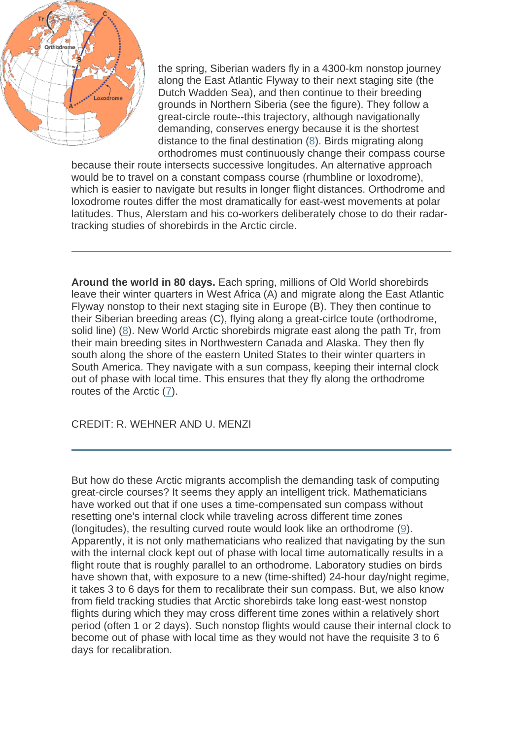the spring, Siberian waders fly in a 4300-km nonstop journey along the East Atlantic Flyway to their next staging site (the Dutch Wadden Sea), and then continue to their breeding grounds in Northern Siberia (see the figure). They follow a great-circle route--this trajectory, although navigationally demanding, conserves energy because it is the shortest distance to the final destination (8). Birds migrating along orthodromes must continuously change their compass course because their route intersects successive longitudes. An alternative approach would be to travel on a constant compass course (rhumbline or loxodrome), which is easier to navigate but results in longer flight distances. Orthodrome and loxodrome routes differ the most dramatically for east-west movements at polar latitudes. Thus, Alerstam and his co-workers deliberately chose to do their radar-tracking studies of shorebirds in the Arctic circle.

---

**Around the world in 80 days.** Each spring, millions of Old World shorebirds leave their winter quarters in West Africa (A) and migrate along the East Atlantic Flyway nonstop to their next staging site in Europe (B). They then continue to their Siberian breeding areas (C), flying along a great-cirlce toute (orthodrome, solid line) (8). New World Arctic shorebirds migrate east along the path Tr, from their main breeding sites in Northwestern Canada and Alaska. They then fly south along the shore of the eastern United States to their winter quarters in South America. They navigate with a sun compass, keeping their internal clock out of phase with local time. This ensures that they fly along the orthodrome routes of the Arctic (7).

CREDIT: R. WEHNER AND U. MENZI

---

But how do these Arctic migrants accomplish the demanding task of computing great-circle courses? It seems they apply an intelligent trick. Mathematicians have worked out that if one uses a time-compensated sun compass without resetting one's internal clock while traveling across different time zones (longitudes), the resulting curved route would look like an orthodrome (9). Apparently, it is not only mathematicians who realized that navigating by the sun with the internal clock kept out of phase with local time automatically results in a flight route that is roughly parallel to an orthodrome. Laboratory studies on birds have shown that, with exposure to a new (time-shifted) 24-hour day/night regime, it takes 3 to 6 days for them to recalibrate their sun compass. But, we also know from field tracking studies that Arctic shorebirds take long east-west nonstop flights during which they may cross different time zones within a relatively short period (often 1 or 2 days). Such nonstop flights would cause their internal clock to become out of phase with local time as they would not have the requisite 3 to 6 days for recalibration.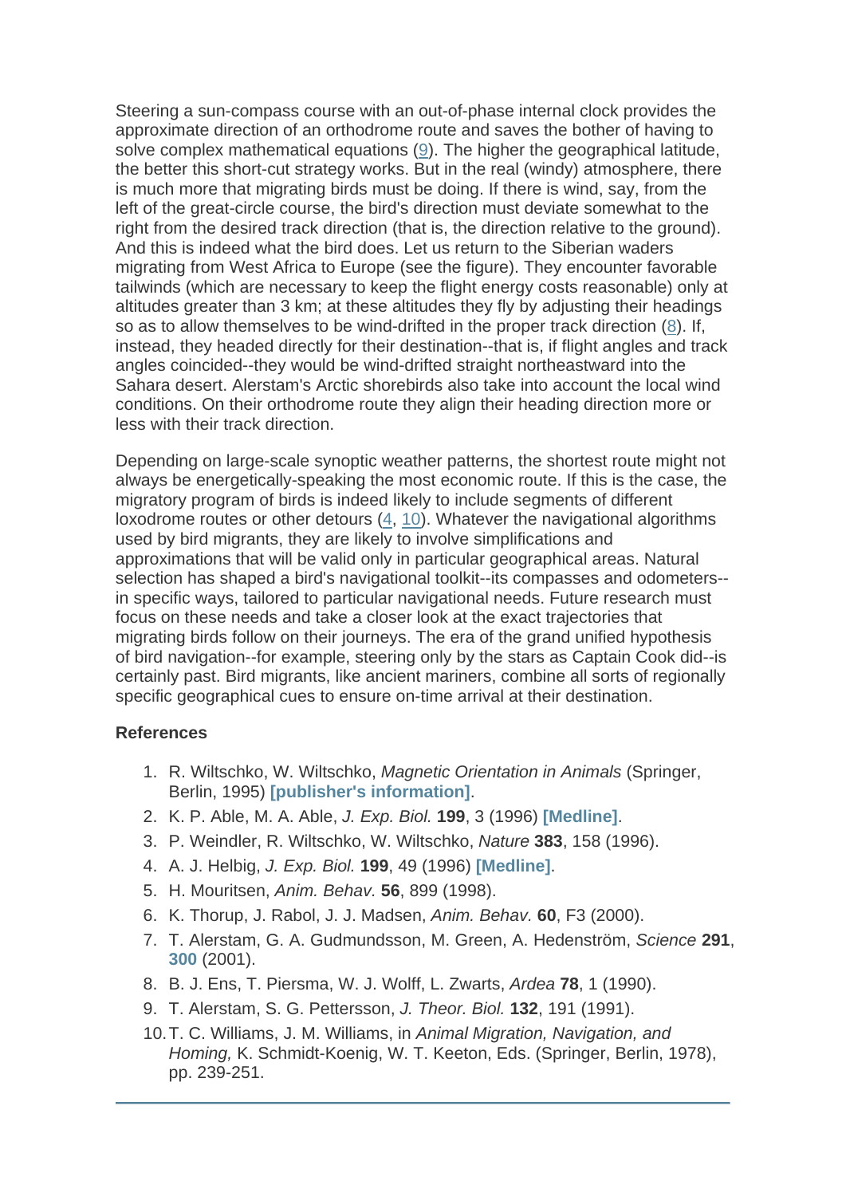Steering a sun-compass course with an out-of-phase internal clock provides the approximate direction of an orthodrome route and saves the bother of having to solve complex mathematical equations (9). The higher the geographical latitude, the better this short-cut strategy works. But in the real (windy) atmosphere, there is much more that migrating birds must be doing. If there is wind, say, from the left of the great-circle course, the bird's direction must deviate somewhat to the right from the desired track direction (that is, the direction relative to the ground). And this is indeed what the bird does. Let us return to the Siberian waders migrating from West Africa to Europe (see the figure). They encounter favorable tailwinds (which are necessary to keep the flight energy costs reasonable) only at altitudes greater than 3 km; at these altitudes they fly by adjusting their headings so as to allow themselves to be wind-drifted in the proper track direction (8). If, instead, they headed directly for their destination--that is, if flight angles and track angles coincided--they would be wind-drifted straight northeastward into the Sahara desert. Alerstam's Arctic shorebirds also take into account the local wind conditions. On their orthodrome route they align their heading direction more or less with their track direction.

Depending on large-scale synoptic weather patterns, the shortest route might not always be energetically-speaking the most economic route. If this is the case, the migratory program of birds is indeed likely to include segments of different loxodrome routes or other detours (4, 10). Whatever the navigational algorithms used by bird migrants, they are likely to involve simplifications and approximations that will be valid only in particular geographical areas. Natural selection has shaped a bird's navigational toolkit--its compasses and odometers--in specific ways, tailored to particular navigational needs. Future research must focus on these needs and take a closer look at the exact trajectories that migrating birds follow on their journeys. The era of the grand unified hypothesis of bird navigation--for example, steering only by the stars as Captain Cook did--is certainly past. Bird migrants, like ancient mariners, combine all sorts of regionally specific geographical cues to ensure on-time arrival at their destination.

**References**

1. R. Wiltschko, W. Wiltschko, *Magnetic Orientation in Animals* (Springer, Berlin, 1995) **[publisher's information]**.
2. K. P. Able, M. A. Able, *J. Exp. Biol.* **199**, 3 (1996) **[Medline]**.
3. P. Weindler, R. Wiltschko, W. Wiltschko, *Nature* **383**, 158 (1996).
4. A. J. Helbig, *J. Exp. Biol.* **199**, 49 (1996) **[Medline]**.
5. H. Mouritsen, *Anim. Behav.* **56**, 899 (1998).
6. K. Thorup, J. Rabol, J. J. Madsen, *Anim. Behav.* **60**, F3 (2000).
7. T. Alerstam, G. A. Gudmundsson, M. Green, A. Hedenström, *Science* **291**, **300** (2001).
8. B. J. Ens, T. Piersma, W. J. Wolff, L. Zwarts, *Ardea* **78**, 1 (1990).
9. T. Alerstam, S. G. Pettersson, *J. Theor. Biol.* **132**, 191 (1991).
10. T. C. Williams, J. M. Williams, in *Animal Migration, Navigation, and Homing,* K. Schmidt-Koenig, W. T. Keeton, Eds. (Springer, Berlin, 1978), pp. 239-251.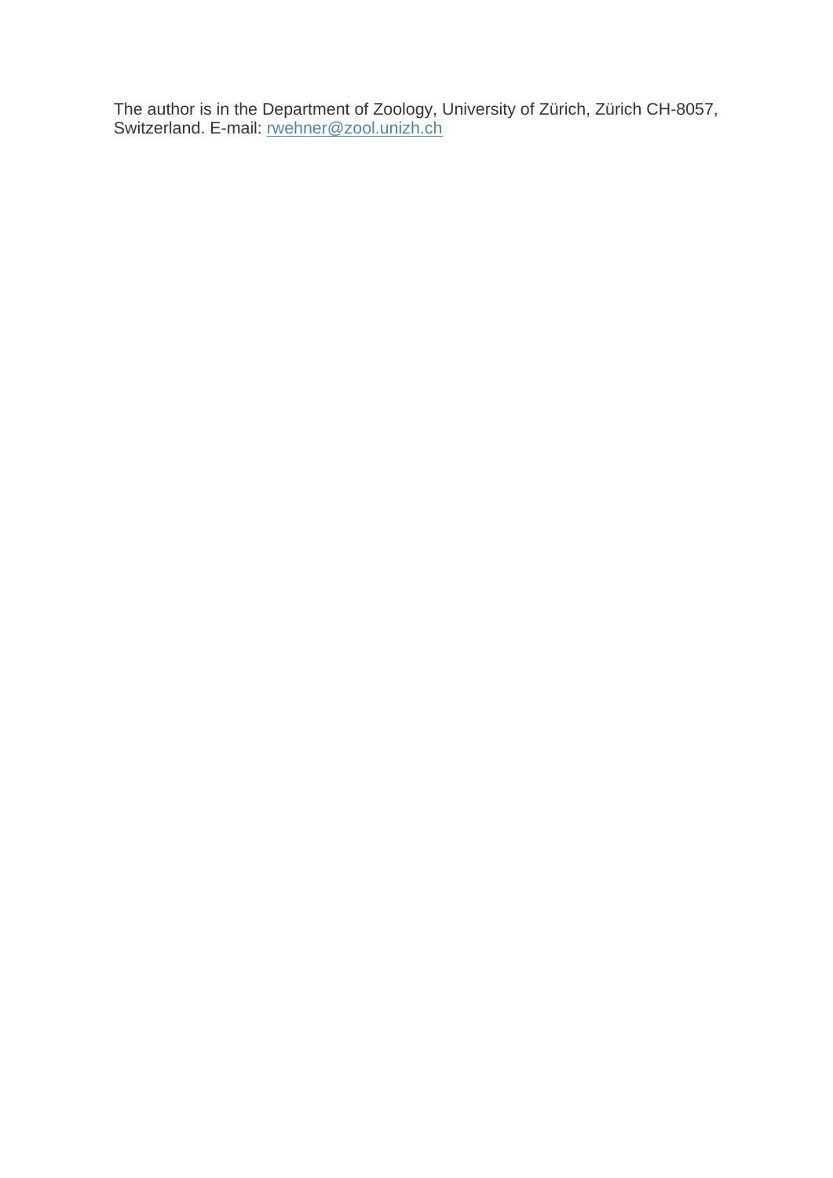The author is in the Department of Zoology, University of Zürich, Zürich CH-8057, Switzerland. E-mail: rwehner@zool.unizh.ch